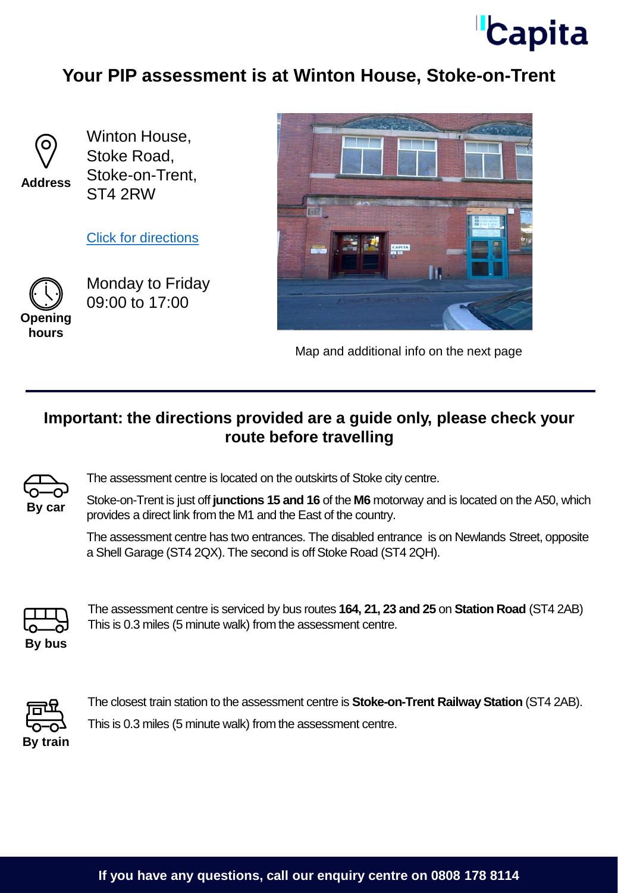# Your PIP assessment is at Winton House, Stoke-on-Trent

**Address**

Winton House,
Stoke Road,
Stoke-on-Trent,
ST4 2RW

[Click for directions]

**Opening hours**

Monday to Friday
09:00 to 17:00

Map and additional info on the next page

## Important: the directions provided are a guide only, please check your route before travelling

**By car**

The assessment centre is located on the outskirts of Stoke city centre.

Stoke-on-Trent is just off **junctions 15 and 16** of the **M6** motorway and is located on the A50, which provides a direct link from the M1 and the East of the country.

The assessment centre has two entrances. The disabled entrance is on Newlands Street, opposite a Shell Garage (ST4 2QX). The second is off Stoke Road (ST4 2QH).

**By bus**

The assessment centre is serviced by bus routes **164, 21, 23 and 25** on **Station Road** (ST4 2AB) This is 0.3 miles (5 minute walk) from the assessment centre.

**By train**

The closest train station to the assessment centre is **Stoke-on-Trent Railway Station** (ST4 2AB).

This is 0.3 miles (5 minute walk) from the assessment centre.

**If you have any questions, call our enquiry centre on 0808 178 8114**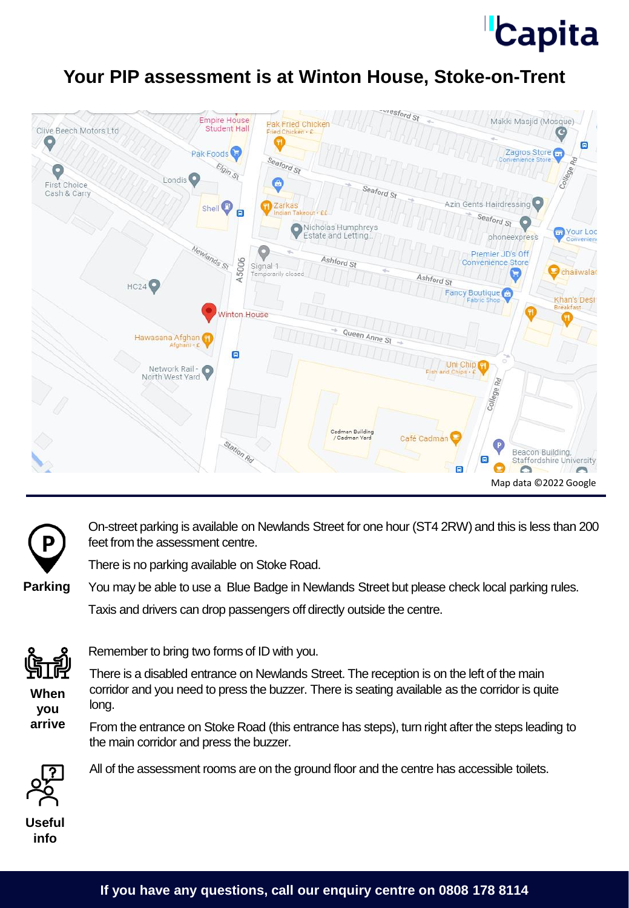Capita

# Your PIP assessment is at Winton House, Stoke-on-Trent

Map data ©2022 Google

**Parking**

On-street parking is available on Newlands Street for one hour (ST4 2RW) and this is less than 200 feet from the assessment centre.

There is no parking available on Stoke Road.

You may be able to use a Blue Badge in Newlands Street but please check local parking rules.

Taxis and drivers can drop passengers off directly outside the centre.

**When you arrive**

Remember to bring two forms of ID with you.

There is a disabled entrance on Newlands Street. The reception is on the left of the main corridor and you need to press the buzzer. There is seating available as the corridor is quite long.

From the entrance on Stoke Road (this entrance has steps), turn right after the steps leading to the main corridor and press the buzzer.

**Useful info**

All of the assessment rooms are on the ground floor and the centre has accessible toilets.

**If you have any questions, call our enquiry centre on 0808 178 8114**